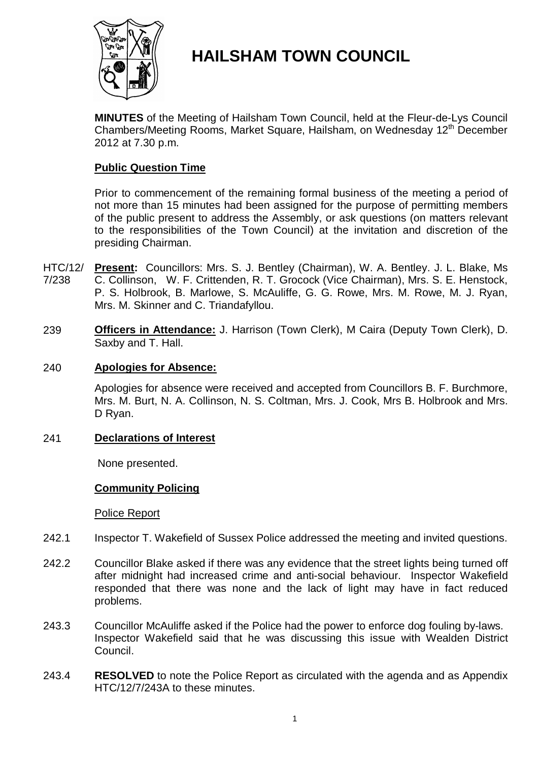# HAILSHAM TOWN COUNCIL

**MINUTES** of the Meeting of Hailsham Town Council, held at the Fleur-de-Lys Council Chambers/Meeting Rooms, Market Square, Hailsham, on Wednesday 12th December 2012 at 7.30 p.m.

**Public Question Time**

Prior to commencement of the remaining formal business of the meeting a period of not more than 15 minutes had been assigned for the purpose of permitting members of the public present to address the Assembly, or ask questions (on matters relevant to the responsibilities of the Town Council) at the invitation and discretion of the presiding Chairman.

HTC/12/7/238 **Present:** Councillors: Mrs. S. J. Bentley (Chairman), W. A. Bentley. J. L. Blake, Ms C. Collinson, W. F. Crittenden, R. T. Grocock (Vice Chairman), Mrs. S. E. Henstock, P. S. Holbrook, B. Marlowe, S. McAuliffe, G. G. Rowe, Mrs. M. Rowe, M. J. Ryan, Mrs. M. Skinner and C. Triandafyllou.

239 **Officers in Attendance:** J. Harrison (Town Clerk), M Caira (Deputy Town Clerk), D. Saxby and T. Hall.

240 **Apologies for Absence:**

Apologies for absence were received and accepted from Councillors B. F. Burchmore, Mrs. M. Burt, N. A. Collinson, N. S. Coltman, Mrs. J. Cook, Mrs B. Holbrook and Mrs. D Ryan.

241 **Declarations of Interest**

None presented.

**Community Policing**

Police Report

242.1 Inspector T. Wakefield of Sussex Police addressed the meeting and invited questions.

242.2 Councillor Blake asked if there was any evidence that the street lights being turned off after midnight had increased crime and anti-social behaviour. Inspector Wakefield responded that there was none and the lack of light may have in fact reduced problems.

243.3 Councillor McAuliffe asked if the Police had the power to enforce dog fouling by-laws. Inspector Wakefield said that he was discussing this issue with Wealden District Council.

243.4 **RESOLVED** to note the Police Report as circulated with the agenda and as Appendix HTC/12/7/243A to these minutes.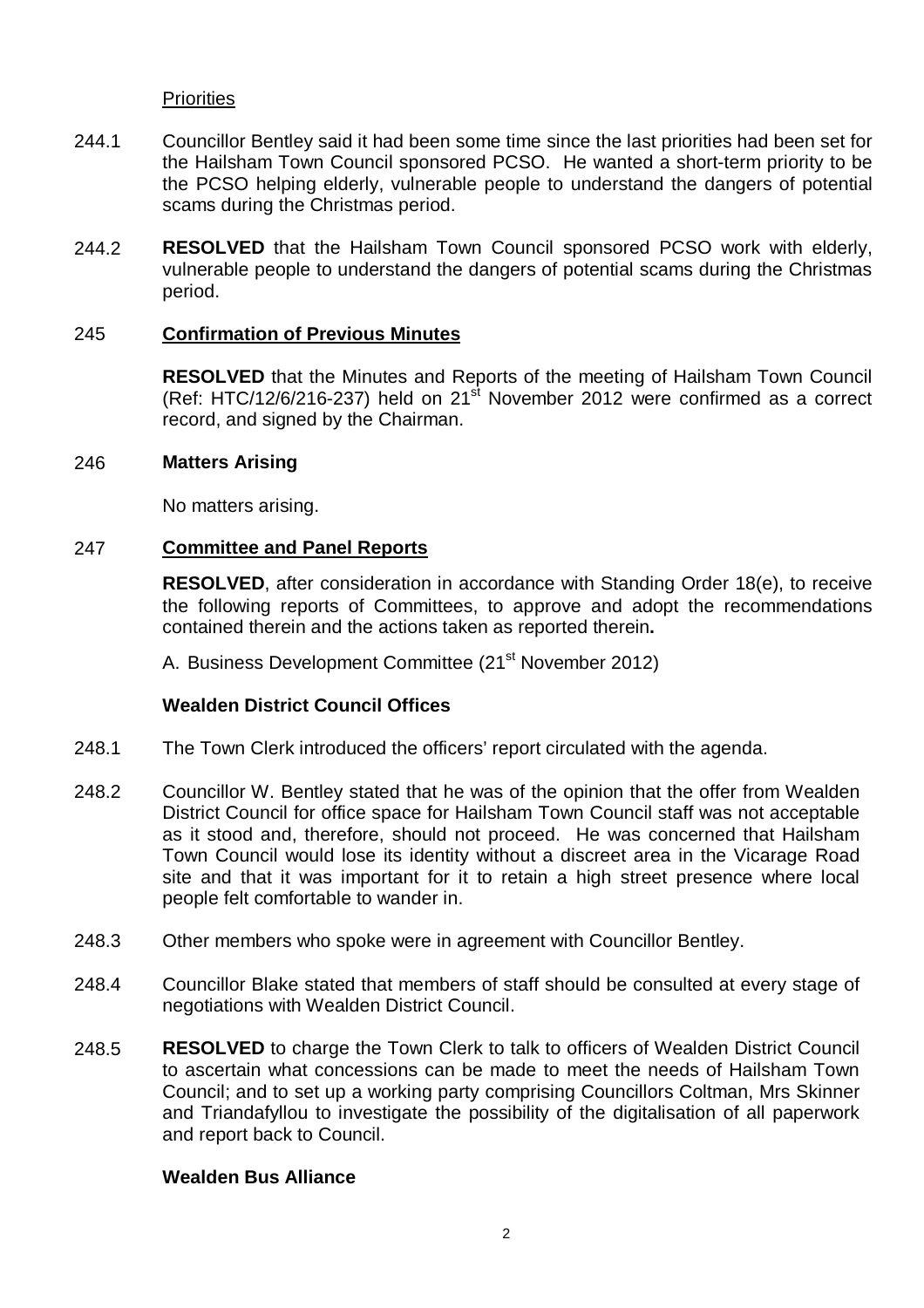Priorities

244.1 Councillor Bentley said it had been some time since the last priorities had been set for the Hailsham Town Council sponsored PCSO. He wanted a short-term priority to be the PCSO helping elderly, vulnerable people to understand the dangers of potential scams during the Christmas period.

244.2 **RESOLVED** that the Hailsham Town Council sponsored PCSO work with elderly, vulnerable people to understand the dangers of potential scams during the Christmas period.

## 245 Confirmation of Previous Minutes

**RESOLVED** that the Minutes and Reports of the meeting of Hailsham Town Council (Ref: HTC/12/6/216-237) held on 21st November 2012 were confirmed as a correct record, and signed by the Chairman.

## 246 Matters Arising

No matters arising.

## 247 Committee and Panel Reports

**RESOLVED**, after consideration in accordance with Standing Order 18(e), to receive the following reports of Committees, to approve and adopt the recommendations contained therein and the actions taken as reported therein**.**

A. Business Development Committee (21st November 2012)

### Wealden District Council Offices

248.1 The Town Clerk introduced the officers' report circulated with the agenda.

248.2 Councillor W. Bentley stated that he was of the opinion that the offer from Wealden District Council for office space for Hailsham Town Council staff was not acceptable as it stood and, therefore, should not proceed. He was concerned that Hailsham Town Council would lose its identity without a discreet area in the Vicarage Road site and that it was important for it to retain a high street presence where local people felt comfortable to wander in.

248.3 Other members who spoke were in agreement with Councillor Bentley.

248.4 Councillor Blake stated that members of staff should be consulted at every stage of negotiations with Wealden District Council.

248.5 **RESOLVED** to charge the Town Clerk to talk to officers of Wealden District Council to ascertain what concessions can be made to meet the needs of Hailsham Town Council; and to set up a working party comprising Councillors Coltman, Mrs Skinner and Triandafyllou to investigate the possibility of the digitalisation of all paperwork and report back to Council.

### Wealden Bus Alliance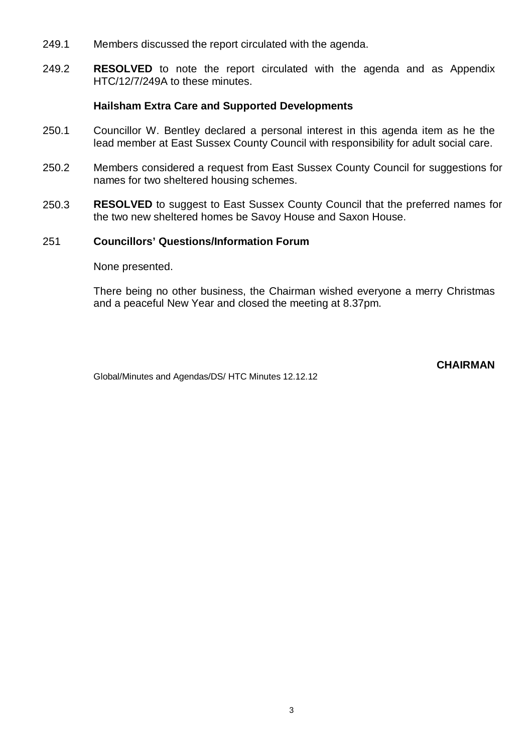249.1 Members discussed the report circulated with the agenda.

249.2 **RESOLVED** to note the report circulated with the agenda and as Appendix HTC/12/7/249A to these minutes.

**Hailsham Extra Care and Supported Developments**

250.1 Councillor W. Bentley declared a personal interest in this agenda item as he the lead member at East Sussex County Council with responsibility for adult social care.

250.2 Members considered a request from East Sussex County Council for suggestions for names for two sheltered housing schemes.

250.3 **RESOLVED** to suggest to East Sussex County Council that the preferred names for the two new sheltered homes be Savoy House and Saxon House.

251 **Councillors' Questions/Information Forum**

None presented.

There being no other business, the Chairman wished everyone a merry Christmas and a peaceful New Year and closed the meeting at 8.37pm.

**CHAIRMAN**

Global/Minutes and Agendas/DS/ HTC Minutes 12.12.12